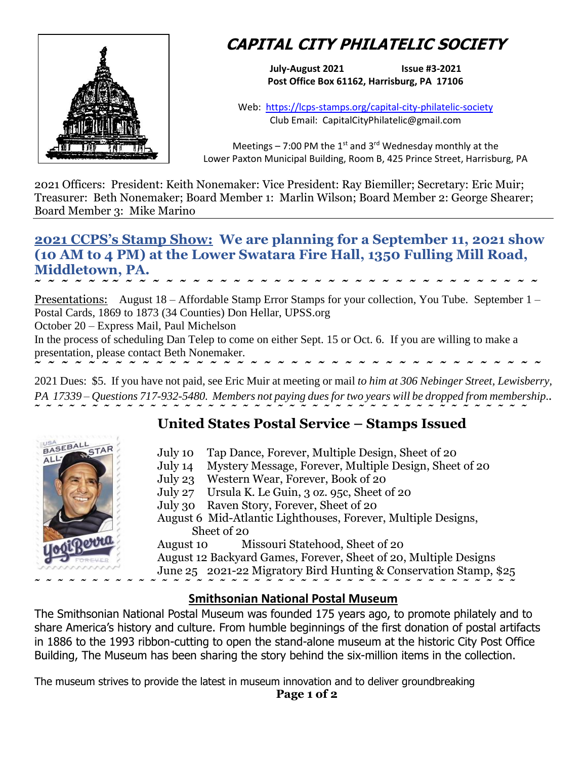# CAPITAL CITY PHILATELIC SOCIETY

**July-August 2021** **Issue #3-2021**
**Post Office Box 61162, Harrisburg, PA 17106**

Web: https://lcps-stamps.org/capital-city-philatelic-society
Club Email: CapitalCityPhilatelic@gmail.com

Meetings – 7:00 PM the 1st and 3rd Wednesday monthly at the Lower Paxton Municipal Building, Room B, 425 Prince Street, Harrisburg, PA

2021 Officers: President: Keith Nonemaker: Vice President: Ray Biemiller; Secretary: Eric Muir; Treasurer: Beth Nonemaker; Board Member 1: Marlin Wilson; Board Member 2: George Shearer; Board Member 3: Mike Marino

## 2021 CCPS's Stamp Show: We are planning for a September 11, 2021 show (10 AM to 4 PM) at the Lower Swatara Fire Hall, 1350 Fulling Mill Road, Middletown, PA.

~ ~ ~ ~ ~ ~ ~ ~ ~ ~ ~ ~ ~ ~ ~ ~ ~ ~ ~ ~ ~ ~ ~ ~ ~ ~ ~ ~ ~ ~ ~ ~ ~ ~ ~ ~ ~ ~ ~ ~ ~ ~ ~ ~

Presentations: August 18 – Affordable Stamp Error Stamps for your collection, You Tube. September 1 – Postal Cards, 1869 to 1873 (34 Counties) Don Hellar, UPSS.org
October 20 – Express Mail, Paul Michelson
In the process of scheduling Dan Telep to come on either Sept. 15 or Oct. 6. If you are willing to make a presentation, please contact Beth Nonemaker.

~ ~ ~ ~ ~ ~ ~ ~ ~ ~ ~ ~ ~ ~ ~ ~ ~ ~ ~ ~ ~ ~ ~ ~ ~ ~ ~ ~ ~ ~ ~ ~ ~ ~ ~ ~ ~ ~ ~ ~ ~ ~ ~

2021 Dues: $5. If you have not paid, see Eric Muir at meeting or mail *to him at 306 Nebinger Street, Lewisberry, PA 17339 – Questions 717-932-5480. Members not paying dues for two years will be dropped from membership..*

~ ~ ~ ~ ~ ~ ~ ~ ~ ~ ~ ~ ~ ~ ~ ~ ~ ~ ~ ~ ~ ~ ~ ~ ~ ~ ~ ~ ~ ~ ~ ~ ~ ~ ~ ~ ~ ~ ~ ~ ~ ~ ~ ~

## United States Postal Service – Stamps Issued

July 10 Tap Dance, Forever, Multiple Design, Sheet of 20
July 14 Mystery Message, Forever, Multiple Design, Sheet of 20
July 23 Western Wear, Forever, Book of 20
July 27 Ursula K. Le Guin, 3 oz. 95c, Sheet of 20
July 30 Raven Story, Forever, Sheet of 20
August 6 Mid-Atlantic Lighthouses, Forever, Multiple Designs, Sheet of 20
August 10 Missouri Statehood, Sheet of 20
August 12 Backyard Games, Forever, Sheet of 20, Multiple Designs
June 25 2021-22 Migratory Bird Hunting & Conservation Stamp, $25

~ ~ ~ ~ ~ ~ ~ ~ ~ ~ ~ ~ ~ ~ ~ ~ ~ ~ ~ ~ ~ ~ ~ ~ ~ ~ ~ ~ ~ ~ ~ ~ ~ ~ ~ ~ ~ ~ ~ ~ ~ ~ ~ ~

## Smithsonian National Postal Museum

The Smithsonian National Postal Museum was founded 175 years ago, to promote philately and to share America's history and culture. From humble beginnings of the first donation of postal artifacts in 1886 to the 1993 ribbon-cutting to open the stand-alone museum at the historic City Post Office Building, The Museum has been sharing the story behind the six-million items in the collection.

The museum strives to provide the latest in museum innovation and to deliver groundbreaking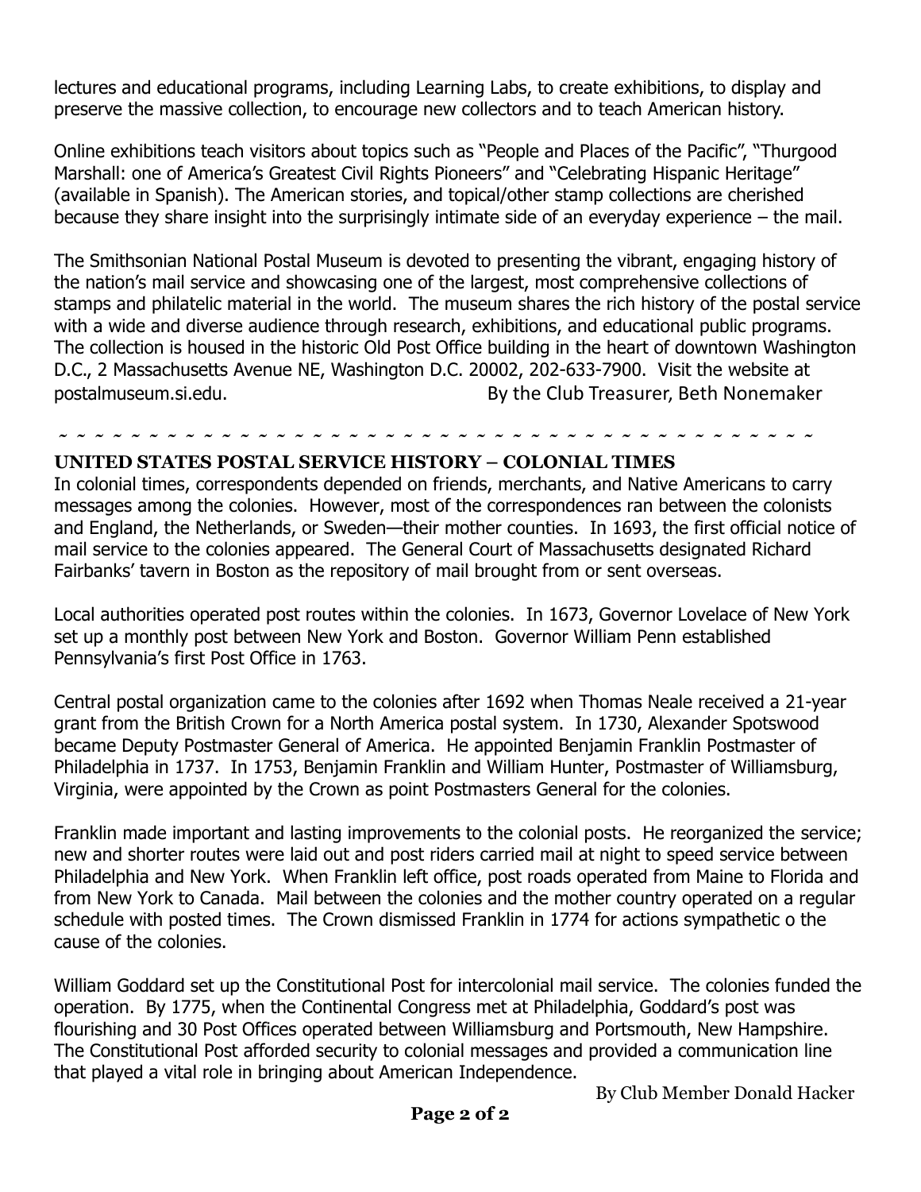lectures and educational programs, including Learning Labs, to create exhibitions, to display and preserve the massive collection, to encourage new collectors and to teach American history.

Online exhibitions teach visitors about topics such as "People and Places of the Pacific", "Thurgood Marshall: one of America's Greatest Civil Rights Pioneers" and "Celebrating Hispanic Heritage" (available in Spanish). The American stories, and topical/other stamp collections are cherished because they share insight into the surprisingly intimate side of an everyday experience – the mail.

The Smithsonian National Postal Museum is devoted to presenting the vibrant, engaging history of the nation's mail service and showcasing one of the largest, most comprehensive collections of stamps and philatelic material in the world. The museum shares the rich history of the postal service with a wide and diverse audience through research, exhibitions, and educational public programs. The collection is housed in the historic Old Post Office building in the heart of downtown Washington D.C., 2 Massachusetts Avenue NE, Washington D.C. 20002, 202-633-7900. Visit the website at postalmuseum.si.edu.

By the Club Treasurer, Beth Nonemaker

~ ~ ~ ~ ~ ~ ~ ~ ~ ~ ~ ~ ~ ~ ~ ~ ~ ~ ~ ~ ~ ~ ~ ~ ~ ~ ~ ~ ~ ~ ~ ~ ~ ~ ~ ~ ~ ~ ~ ~ ~ ~ ~ ~ ~ ~ ~

## UNITED STATES POSTAL SERVICE HISTORY – COLONIAL TIMES

In colonial times, correspondents depended on friends, merchants, and Native Americans to carry messages among the colonies. However, most of the correspondences ran between the colonists and England, the Netherlands, or Sweden—their mother counties. In 1693, the first official notice of mail service to the colonies appeared. The General Court of Massachusetts designated Richard Fairbanks' tavern in Boston as the repository of mail brought from or sent overseas.

Local authorities operated post routes within the colonies. In 1673, Governor Lovelace of New York set up a monthly post between New York and Boston. Governor William Penn established Pennsylvania's first Post Office in 1763.

Central postal organization came to the colonies after 1692 when Thomas Neale received a 21-year grant from the British Crown for a North America postal system. In 1730, Alexander Spotswood became Deputy Postmaster General of America. He appointed Benjamin Franklin Postmaster of Philadelphia in 1737. In 1753, Benjamin Franklin and William Hunter, Postmaster of Williamsburg, Virginia, were appointed by the Crown as point Postmasters General for the colonies.

Franklin made important and lasting improvements to the colonial posts. He reorganized the service; new and shorter routes were laid out and post riders carried mail at night to speed service between Philadelphia and New York. When Franklin left office, post roads operated from Maine to Florida and from New York to Canada. Mail between the colonies and the mother country operated on a regular schedule with posted times. The Crown dismissed Franklin in 1774 for actions sympathetic o the cause of the colonies.

William Goddard set up the Constitutional Post for intercolonial mail service. The colonies funded the operation. By 1775, when the Continental Congress met at Philadelphia, Goddard's post was flourishing and 30 Post Offices operated between Williamsburg and Portsmouth, New Hampshire. The Constitutional Post afforded security to colonial messages and provided a communication line that played a vital role in bringing about American Independence.

By Club Member Donald Hacker